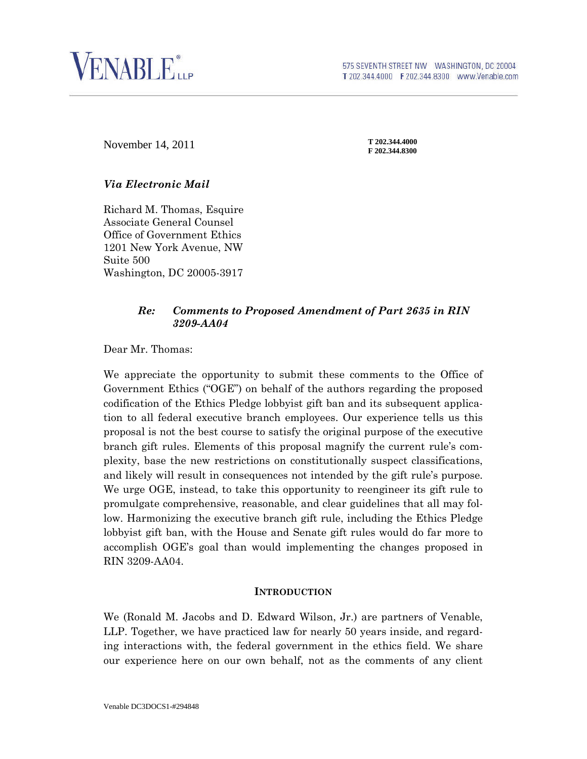**VENABLE** LLP

575 SEVENTH STREET NW WASHINGTON, DC 20004
T 202.344.4000 F 202.344.8300 www.Venable.com

November 14, 2011

**T 202.344.4000**
**F 202.344.8300**

***Via Electronic Mail***

Richard M. Thomas, Esquire
Associate General Counsel
Office of Government Ethics
1201 New York Avenue, NW
Suite 500
Washington, DC 20005-3917

***Re: Comments to Proposed Amendment of Part 2635 in RIN 3209-AA04***

Dear Mr. Thomas:

We appreciate the opportunity to submit these comments to the Office of Government Ethics ("OGE") on behalf of the authors regarding the proposed codification of the Ethics Pledge lobbyist gift ban and its subsequent application to all federal executive branch employees. Our experience tells us this proposal is not the best course to satisfy the original purpose of the executive branch gift rules. Elements of this proposal magnify the current rule's complexity, base the new restrictions on constitutionally suspect classifications, and likely will result in consequences not intended by the gift rule's purpose. We urge OGE, instead, to take this opportunity to reengineer its gift rule to promulgate comprehensive, reasonable, and clear guidelines that all may follow. Harmonizing the executive branch gift rule, including the Ethics Pledge lobbyist gift ban, with the House and Senate gift rules would do far more to accomplish OGE's goal than would implementing the changes proposed in RIN 3209-AA04.

## INTRODUCTION

We (Ronald M. Jacobs and D. Edward Wilson, Jr.) are partners of Venable, LLP. Together, we have practiced law for nearly 50 years inside, and regarding interactions with, the federal government in the ethics field. We share our experience here on our own behalf, not as the comments of any client

Venable DC3DOCS1-#294848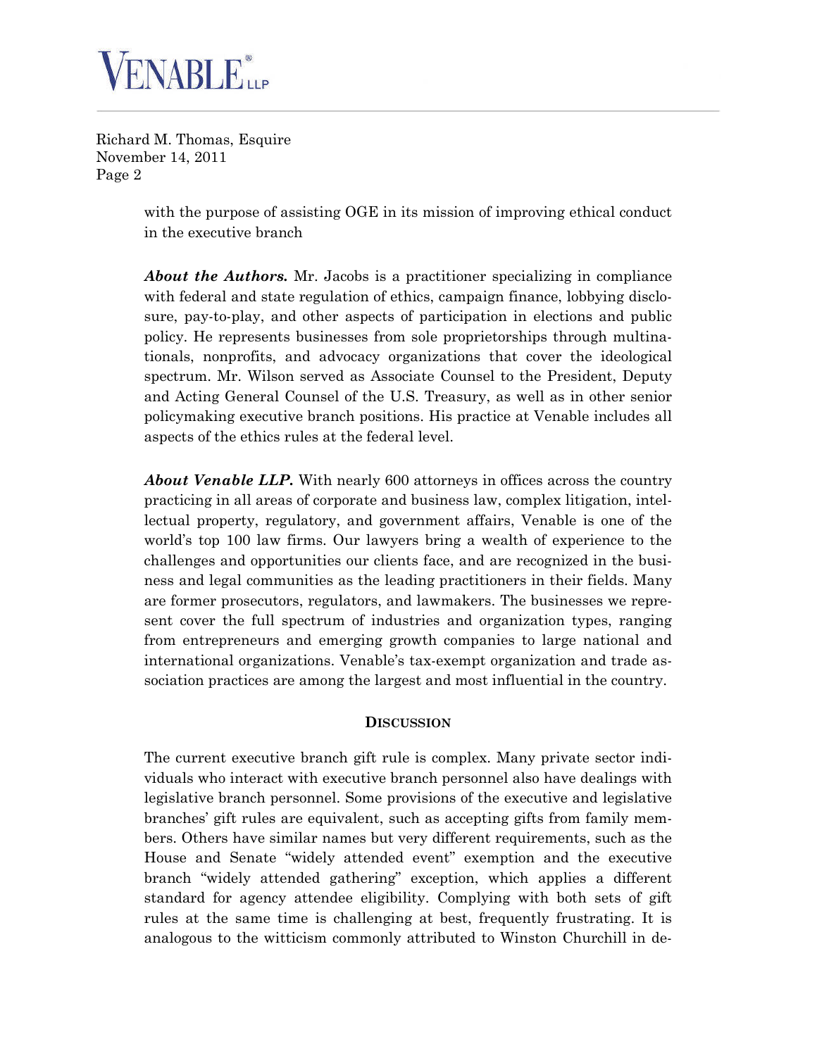with the purpose of assisting OGE in its mission of improving ethical conduct in the executive branch

***About the Authors.*** Mr. Jacobs is a practitioner specializing in compliance with federal and state regulation of ethics, campaign finance, lobbying disclosure, pay-to-play, and other aspects of participation in elections and public policy. He represents businesses from sole proprietorships through multinationals, nonprofits, and advocacy organizations that cover the ideological spectrum. Mr. Wilson served as Associate Counsel to the President, Deputy and Acting General Counsel of the U.S. Treasury, as well as in other senior policymaking executive branch positions. His practice at Venable includes all aspects of the ethics rules at the federal level.

***About Venable LLP.*** With nearly 600 attorneys in offices across the country practicing in all areas of corporate and business law, complex litigation, intellectual property, regulatory, and government affairs, Venable is one of the world's top 100 law firms. Our lawyers bring a wealth of experience to the challenges and opportunities our clients face, and are recognized in the business and legal communities as the leading practitioners in their fields. Many are former prosecutors, regulators, and lawmakers. The businesses we represent cover the full spectrum of industries and organization types, ranging from entrepreneurs and emerging growth companies to large national and international organizations. Venable's tax-exempt organization and trade association practices are among the largest and most influential in the country.

## DISCUSSION

The current executive branch gift rule is complex. Many private sector individuals who interact with executive branch personnel also have dealings with legislative branch personnel. Some provisions of the executive and legislative branches' gift rules are equivalent, such as accepting gifts from family members. Others have similar names but very different requirements, such as the House and Senate "widely attended event" exemption and the executive branch "widely attended gathering" exception, which applies a different standard for agency attendee eligibility. Complying with both sets of gift rules at the same time is challenging at best, frequently frustrating. It is analogous to the witticism commonly attributed to Winston Churchill in de-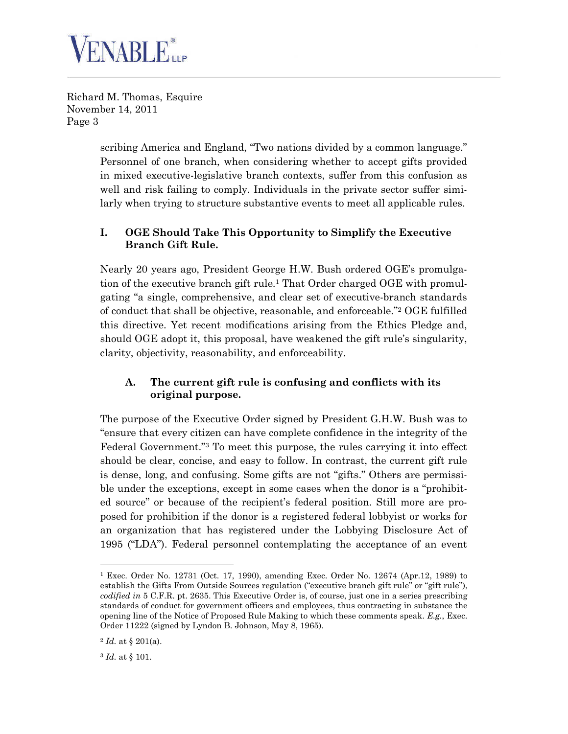scribing America and England, "Two nations divided by a common language." Personnel of one branch, when considering whether to accept gifts provided in mixed executive-legislative branch contexts, suffer from this confusion as well and risk failing to comply. Individuals in the private sector suffer similarly when trying to structure substantive events to meet all applicable rules.

## I. OGE Should Take This Opportunity to Simplify the Executive Branch Gift Rule.

Nearly 20 years ago, President George H.W. Bush ordered OGE's promulgation of the executive branch gift rule.[1] That Order charged OGE with promulgating "a single, comprehensive, and clear set of executive-branch standards of conduct that shall be objective, reasonable, and enforceable."[2] OGE fulfilled this directive. Yet recent modifications arising from the Ethics Pledge and, should OGE adopt it, this proposal, have weakened the gift rule's singularity, clarity, objectivity, reasonability, and enforceability.

### A. The current gift rule is confusing and conflicts with its original purpose.

The purpose of the Executive Order signed by President G.H.W. Bush was to "ensure that every citizen can have complete confidence in the integrity of the Federal Government."[3] To meet this purpose, the rules carrying it into effect should be clear, concise, and easy to follow. In contrast, the current gift rule is dense, long, and confusing. Some gifts are not "gifts." Others are permissible under the exceptions, except in some cases when the donor is a "prohibited source" or because of the recipient's federal position. Still more are proposed for prohibition if the donor is a registered federal lobbyist or works for an organization that has registered under the Lobbying Disclosure Act of 1995 ("LDA"). Federal personnel contemplating the acceptance of an event

---

[1] Exec. Order No. 12731 (Oct. 17, 1990), amending Exec. Order No. 12674 (Apr.12, 1989) to establish the Gifts From Outside Sources regulation ("executive branch gift rule" or "gift rule"), *codified in* 5 C.F.R. pt. 2635. This Executive Order is, of course, just one in a series prescribing standards of conduct for government officers and employees, thus contracting in substance the opening line of the Notice of Proposed Rule Making to which these comments speak. *E.g.*, Exec. Order 11222 (signed by Lyndon B. Johnson, May 8, 1965).

[2] *Id.* at § 201(a).

[3] *Id.* at § 101.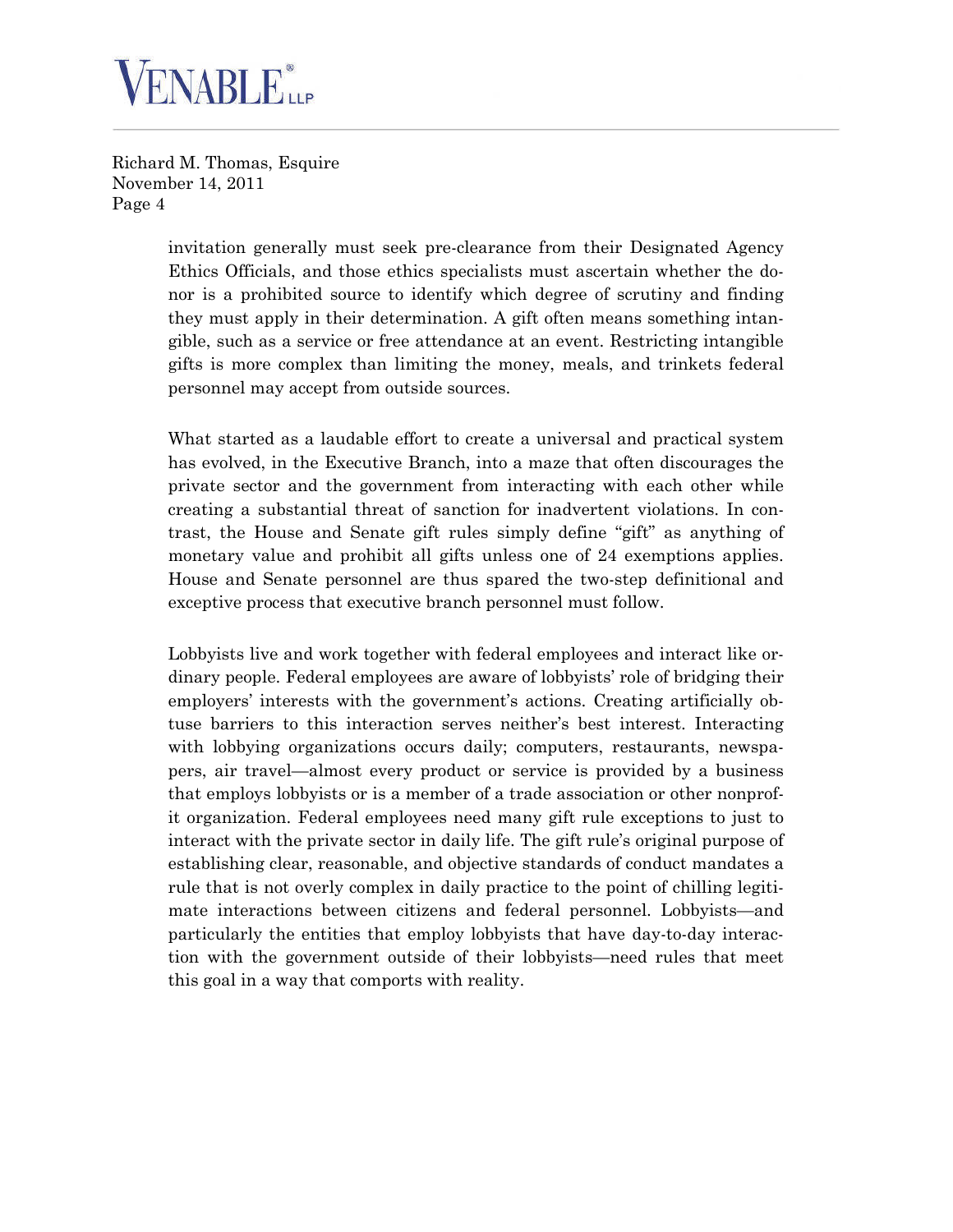invitation generally must seek pre-clearance from their Designated Agency Ethics Officials, and those ethics specialists must ascertain whether the donor is a prohibited source to identify which degree of scrutiny and finding they must apply in their determination. A gift often means something intangible, such as a service or free attendance at an event. Restricting intangible gifts is more complex than limiting the money, meals, and trinkets federal personnel may accept from outside sources.

What started as a laudable effort to create a universal and practical system has evolved, in the Executive Branch, into a maze that often discourages the private sector and the government from interacting with each other while creating a substantial threat of sanction for inadvertent violations. In contrast, the House and Senate gift rules simply define "gift" as anything of monetary value and prohibit all gifts unless one of 24 exemptions applies. House and Senate personnel are thus spared the two-step definitional and exceptive process that executive branch personnel must follow.

Lobbyists live and work together with federal employees and interact like ordinary people. Federal employees are aware of lobbyists' role of bridging their employers' interests with the government's actions. Creating artificially obtuse barriers to this interaction serves neither's best interest. Interacting with lobbying organizations occurs daily; computers, restaurants, newspapers, air travel—almost every product or service is provided by a business that employs lobbyists or is a member of a trade association or other nonprofit organization. Federal employees need many gift rule exceptions to just to interact with the private sector in daily life. The gift rule's original purpose of establishing clear, reasonable, and objective standards of conduct mandates a rule that is not overly complex in daily practice to the point of chilling legitimate interactions between citizens and federal personnel. Lobbyists—and particularly the entities that employ lobbyists that have day-to-day interaction with the government outside of their lobbyists—need rules that meet this goal in a way that comports with reality.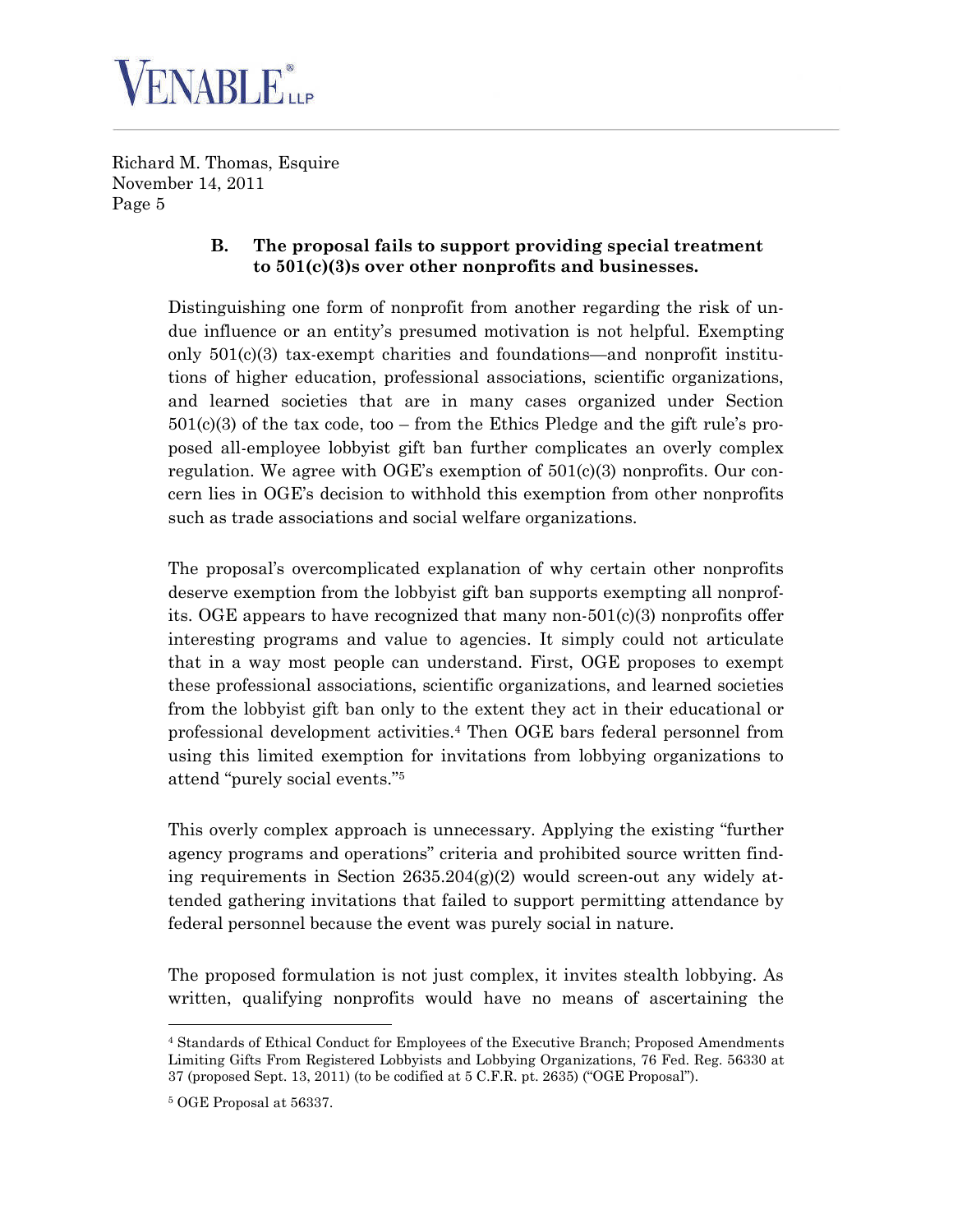### B. The proposal fails to support providing special treatment to 501(c)(3)s over other nonprofits and businesses.

Distinguishing one form of nonprofit from another regarding the risk of undue influence or an entity's presumed motivation is not helpful. Exempting only 501(c)(3) tax-exempt charities and foundations—and nonprofit institutions of higher education, professional associations, scientific organizations, and learned societies that are in many cases organized under Section 501(c)(3) of the tax code, too – from the Ethics Pledge and the gift rule's proposed all-employee lobbyist gift ban further complicates an overly complex regulation. We agree with OGE's exemption of 501(c)(3) nonprofits. Our concern lies in OGE's decision to withhold this exemption from other nonprofits such as trade associations and social welfare organizations.

The proposal's overcomplicated explanation of why certain other nonprofits deserve exemption from the lobbyist gift ban supports exempting all nonprofits. OGE appears to have recognized that many non-501(c)(3) nonprofits offer interesting programs and value to agencies. It simply could not articulate that in a way most people can understand. First, OGE proposes to exempt these professional associations, scientific organizations, and learned societies from the lobbyist gift ban only to the extent they act in their educational or professional development activities.[4] Then OGE bars federal personnel from using this limited exemption for invitations from lobbying organizations to attend "purely social events."[5]

This overly complex approach is unnecessary. Applying the existing "further agency programs and operations" criteria and prohibited source written finding requirements in Section 2635.204(g)(2) would screen-out any widely attended gathering invitations that failed to support permitting attendance by federal personnel because the event was purely social in nature.

The proposed formulation is not just complex, it invites stealth lobbying. As written, qualifying nonprofits would have no means of ascertaining the

---

[4] Standards of Ethical Conduct for Employees of the Executive Branch; Proposed Amendments Limiting Gifts From Registered Lobbyists and Lobbying Organizations, 76 Fed. Reg. 56330 at 37 (proposed Sept. 13, 2011) (to be codified at 5 C.F.R. pt. 2635) ("OGE Proposal").

[5] OGE Proposal at 56337.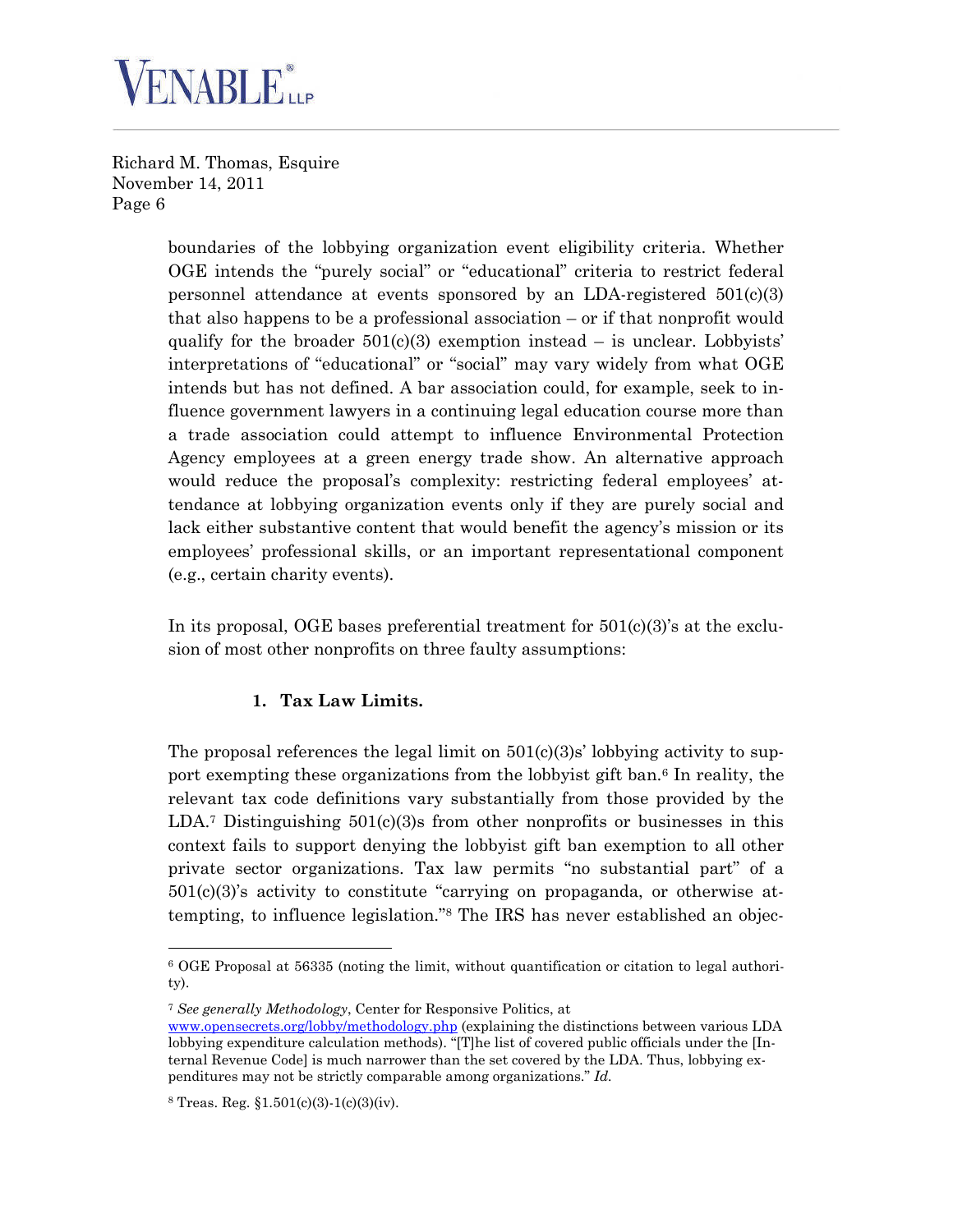boundaries of the lobbying organization event eligibility criteria. Whether OGE intends the "purely social" or "educational" criteria to restrict federal personnel attendance at events sponsored by an LDA-registered 501(c)(3) that also happens to be a professional association – or if that nonprofit would qualify for the broader 501(c)(3) exemption instead – is unclear. Lobbyists' interpretations of "educational" or "social" may vary widely from what OGE intends but has not defined. A bar association could, for example, seek to influence government lawyers in a continuing legal education course more than a trade association could attempt to influence Environmental Protection Agency employees at a green energy trade show. An alternative approach would reduce the proposal's complexity: restricting federal employees' attendance at lobbying organization events only if they are purely social and lack either substantive content that would benefit the agency's mission or its employees' professional skills, or an important representational component (e.g., certain charity events).

In its proposal, OGE bases preferential treatment for 501(c)(3)'s at the exclusion of most other nonprofits on three faulty assumptions:

**1. Tax Law Limits.**

The proposal references the legal limit on 501(c)(3)s' lobbying activity to support exempting these organizations from the lobbyist gift ban.[6] In reality, the relevant tax code definitions vary substantially from those provided by the LDA.[7] Distinguishing 501(c)(3)s from other nonprofits or businesses in this context fails to support denying the lobbyist gift ban exemption to all other private sector organizations. Tax law permits "no substantial part" of a 501(c)(3)'s activity to constitute "carrying on propaganda, or otherwise attempting, to influence legislation."[8] The IRS has never established an objec-

---

[6] OGE Proposal at 56335 (noting the limit, without quantification or citation to legal authority).

[7] *See generally Methodology*, Center for Responsive Politics, at www.opensecrets.org/lobby/methodology.php (explaining the distinctions between various LDA lobbying expenditure calculation methods). "[T]he list of covered public officials under the [Internal Revenue Code] is much narrower than the set covered by the LDA. Thus, lobbying expenditures may not be strictly comparable among organizations." *Id.*

[8] Treas. Reg. §1.501(c)(3)-1(c)(3)(iv).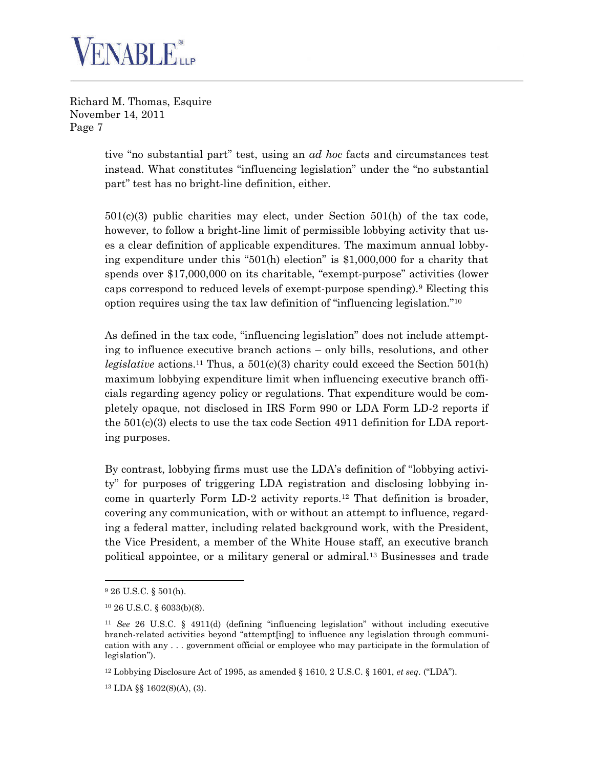tive "no substantial part" test, using an *ad hoc* facts and circumstances test instead. What constitutes "influencing legislation" under the "no substantial part" test has no bright-line definition, either.

501(c)(3) public charities may elect, under Section 501(h) of the tax code, however, to follow a bright-line limit of permissible lobbying activity that uses a clear definition of applicable expenditures. The maximum annual lobbying expenditure under this "501(h) election" is $1,000,000 for a charity that spends over $17,000,000 on its charitable, "exempt-purpose" activities (lower caps correspond to reduced levels of exempt-purpose spending).[9] Electing this option requires using the tax law definition of "influencing legislation."[10]

As defined in the tax code, "influencing legislation" does not include attempting to influence executive branch actions – only bills, resolutions, and other *legislative* actions.[11] Thus, a 501(c)(3) charity could exceed the Section 501(h) maximum lobbying expenditure limit when influencing executive branch officials regarding agency policy or regulations. That expenditure would be completely opaque, not disclosed in IRS Form 990 or LDA Form LD-2 reports if the 501(c)(3) elects to use the tax code Section 4911 definition for LDA reporting purposes.

By contrast, lobbying firms must use the LDA's definition of "lobbying activity" for purposes of triggering LDA registration and disclosing lobbying income in quarterly Form LD-2 activity reports.[12] That definition is broader, covering any communication, with or without an attempt to influence, regarding a federal matter, including related background work, with the President, the Vice President, a member of the White House staff, an executive branch political appointee, or a military general or admiral.[13] Businesses and trade

---

[9] 26 U.S.C. § 501(h).

[10] 26 U.S.C. § 6033(b)(8).

[11] *See* 26 U.S.C. § 4911(d) (defining "influencing legislation" without including executive branch-related activities beyond "attempt[ing] to influence any legislation through communication with any . . . government official or employee who may participate in the formulation of legislation").

[12] Lobbying Disclosure Act of 1995, as amended § 1610, 2 U.S.C. § 1601, *et seq.* ("LDA").

[13] LDA §§ 1602(8)(A), (3).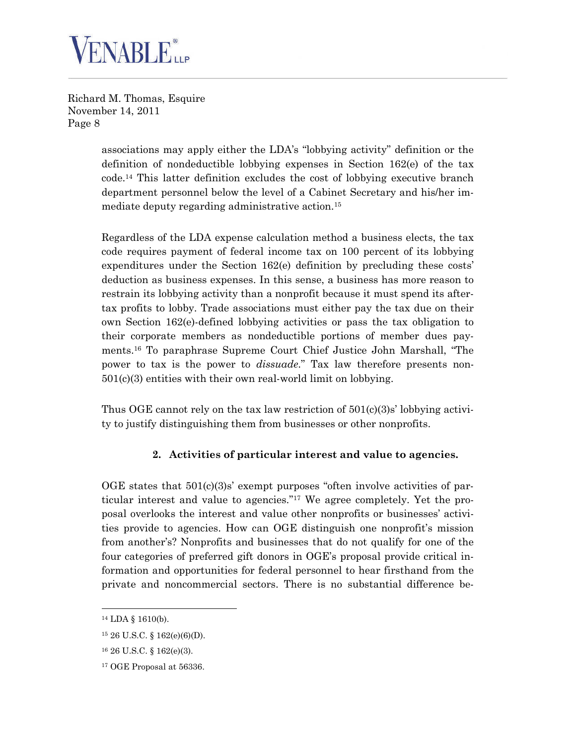associations may apply either the LDA's "lobbying activity" definition or the definition of nondeductible lobbying expenses in Section 162(e) of the tax code.[14] This latter definition excludes the cost of lobbying executive branch department personnel below the level of a Cabinet Secretary and his/her immediate deputy regarding administrative action.[15]

Regardless of the LDA expense calculation method a business elects, the tax code requires payment of federal income tax on 100 percent of its lobbying expenditures under the Section 162(e) definition by precluding these costs' deduction as business expenses. In this sense, a business has more reason to restrain its lobbying activity than a nonprofit because it must spend its after-tax profits to lobby. Trade associations must either pay the tax due on their own Section 162(e)-defined lobbying activities or pass the tax obligation to their corporate members as nondeductible portions of member dues payments.[16] To paraphrase Supreme Court Chief Justice John Marshall, "The power to tax is the power to *dissuade*." Tax law therefore presents non-501(c)(3) entities with their own real-world limit on lobbying.

Thus OGE cannot rely on the tax law restriction of 501(c)(3)s' lobbying activity to justify distinguishing them from businesses or other nonprofits.

**2. Activities of particular interest and value to agencies.**

OGE states that 501(c)(3)s' exempt purposes "often involve activities of particular interest and value to agencies."[17] We agree completely. Yet the proposal overlooks the interest and value other nonprofits or businesses' activities provide to agencies. How can OGE distinguish one nonprofit's mission from another's? Nonprofits and businesses that do not qualify for one of the four categories of preferred gift donors in OGE's proposal provide critical information and opportunities for federal personnel to hear firsthand from the private and noncommercial sectors. There is no substantial difference be-

---

[14] LDA § 1610(b).

[15] 26 U.S.C. § 162(e)(6)(D).

[16] 26 U.S.C. § 162(e)(3).

[17] OGE Proposal at 56336.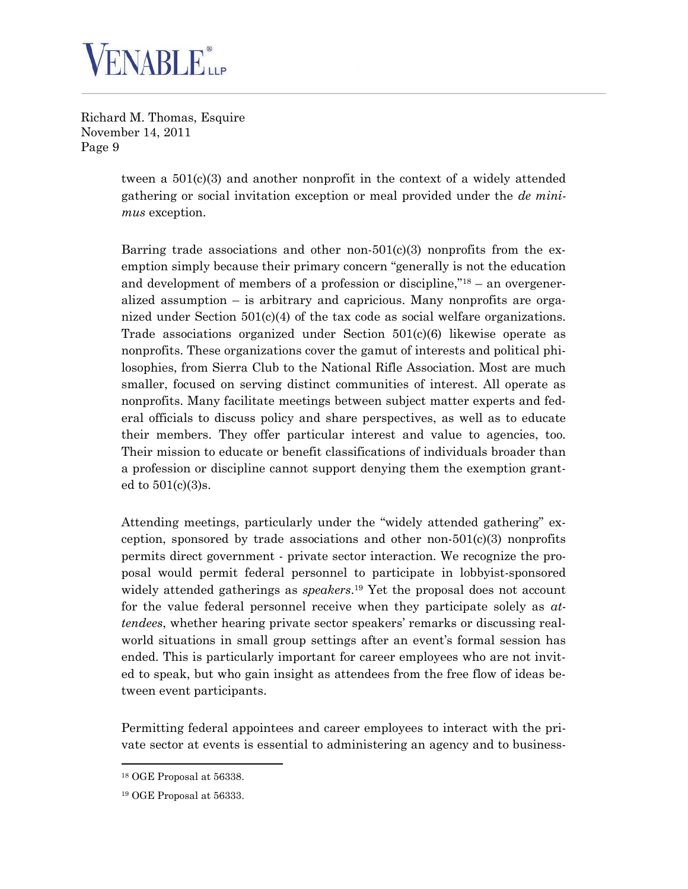tween a 501(c)(3) and another nonprofit in the context of a widely attended gathering or social invitation exception or meal provided under the *de minimus* exception.

Barring trade associations and other non-501(c)(3) nonprofits from the exemption simply because their primary concern "generally is not the education and development of members of a profession or discipline,"[18] – an overgeneralized assumption – is arbitrary and capricious. Many nonprofits are organized under Section 501(c)(4) of the tax code as social welfare organizations. Trade associations organized under Section 501(c)(6) likewise operate as nonprofits. These organizations cover the gamut of interests and political philosophies, from Sierra Club to the National Rifle Association. Most are much smaller, focused on serving distinct communities of interest. All operate as nonprofits. Many facilitate meetings between subject matter experts and federal officials to discuss policy and share perspectives, as well as to educate their members. They offer particular interest and value to agencies, too. Their mission to educate or benefit classifications of individuals broader than a profession or discipline cannot support denying them the exemption granted to 501(c)(3)s.

Attending meetings, particularly under the "widely attended gathering" exception, sponsored by trade associations and other non-501(c)(3) nonprofits permits direct government - private sector interaction. We recognize the proposal would permit federal personnel to participate in lobbyist-sponsored widely attended gatherings as *speakers*.[19] Yet the proposal does not account for the value federal personnel receive when they participate solely as *attendees*, whether hearing private sector speakers' remarks or discussing real-world situations in small group settings after an event's formal session has ended. This is particularly important for career employees who are not invited to speak, but who gain insight as attendees from the free flow of ideas between event participants.

Permitting federal appointees and career employees to interact with the private sector at events is essential to administering an agency and to business-

---

[18] OGE Proposal at 56338.

[19] OGE Proposal at 56333.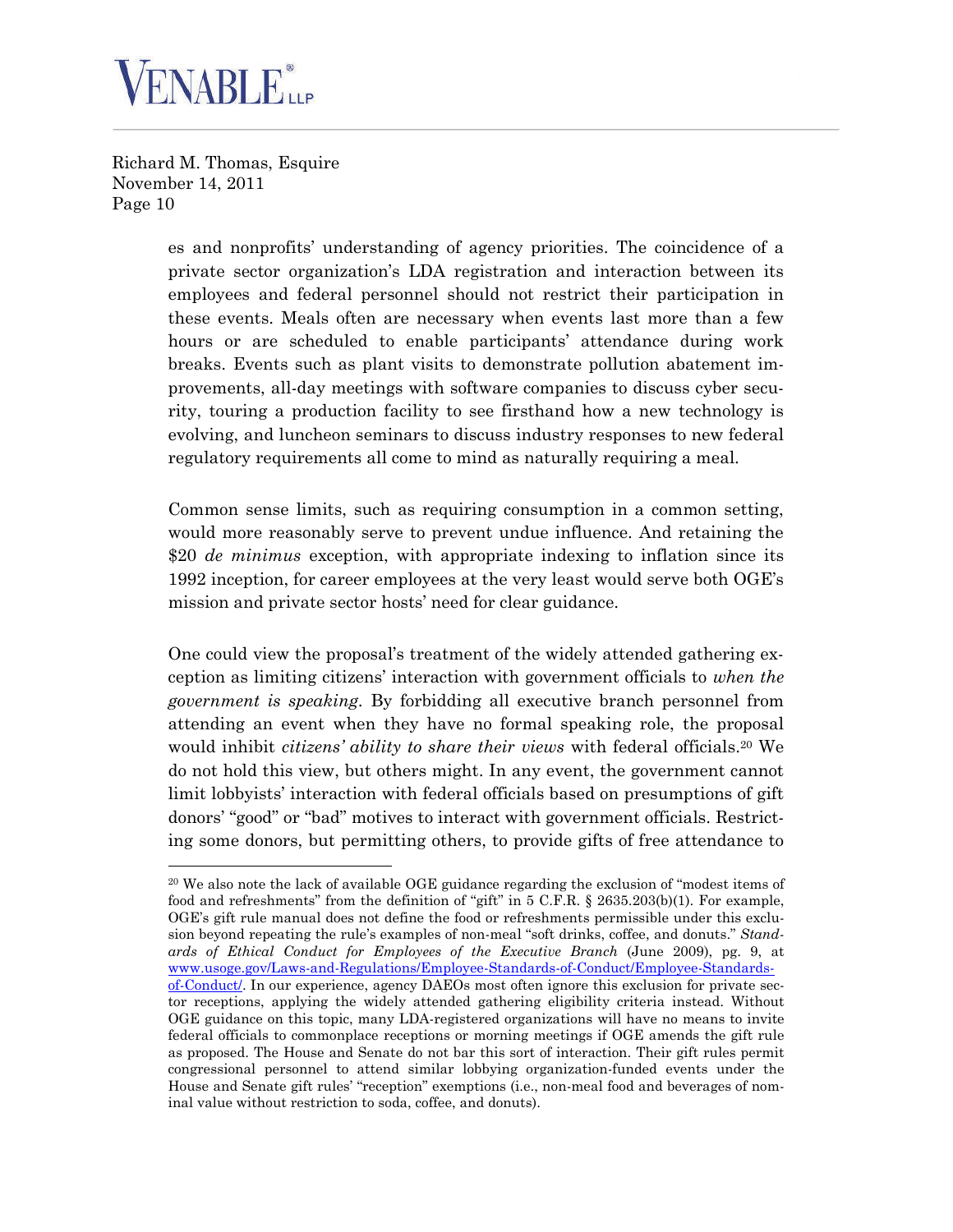es and nonprofits' understanding of agency priorities. The coincidence of a private sector organization's LDA registration and interaction between its employees and federal personnel should not restrict their participation in these events. Meals often are necessary when events last more than a few hours or are scheduled to enable participants' attendance during work breaks. Events such as plant visits to demonstrate pollution abatement improvements, all-day meetings with software companies to discuss cyber security, touring a production facility to see firsthand how a new technology is evolving, and luncheon seminars to discuss industry responses to new federal regulatory requirements all come to mind as naturally requiring a meal.

Common sense limits, such as requiring consumption in a common setting, would more reasonably serve to prevent undue influence. And retaining the $20 *de minimus* exception, with appropriate indexing to inflation since its 1992 inception, for career employees at the very least would serve both OGE's mission and private sector hosts' need for clear guidance.

One could view the proposal's treatment of the widely attended gathering exception as limiting citizens' interaction with government officials to *when the government is speaking*. By forbidding all executive branch personnel from attending an event when they have no formal speaking role, the proposal would inhibit *citizens' ability to share their views* with federal officials.[20] We do not hold this view, but others might. In any event, the government cannot limit lobbyists' interaction with federal officials based on presumptions of gift donors' "good" or "bad" motives to interact with government officials. Restricting some donors, but permitting others, to provide gifts of free attendance to

---

[20] We also note the lack of available OGE guidance regarding the exclusion of "modest items of food and refreshments" from the definition of "gift" in 5 C.F.R. § 2635.203(b)(1). For example, OGE's gift rule manual does not define the food or refreshments permissible under this exclusion beyond repeating the rule's examples of non-meal "soft drinks, coffee, and donuts." *Standards of Ethical Conduct for Employees of the Executive Branch* (June 2009), pg. 9, at [www.usoge.gov/Laws-and-Regulations/Employee-Standards-of-Conduct/Employee-Standards-of-Conduct/](www.usoge.gov/Laws-and-Regulations/Employee-Standards-of-Conduct/Employee-Standards-of-Conduct/). In our experience, agency DAEOs most often ignore this exclusion for private sector receptions, applying the widely attended gathering eligibility criteria instead. Without OGE guidance on this topic, many LDA-registered organizations will have no means to invite federal officials to commonplace receptions or morning meetings if OGE amends the gift rule as proposed. The House and Senate do not bar this sort of interaction. Their gift rules permit congressional personnel to attend similar lobbying organization-funded events under the House and Senate gift rules' "reception" exemptions (i.e., non-meal food and beverages of nominal value without restriction to soda, coffee, and donuts).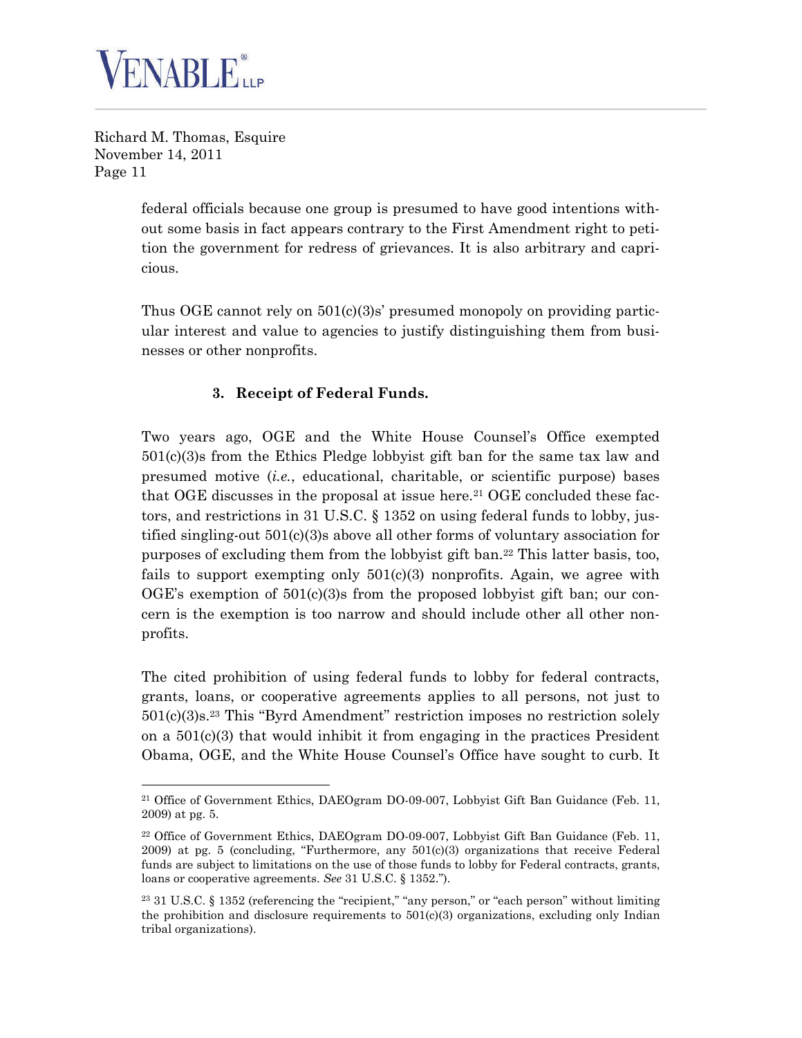federal officials because one group is presumed to have good intentions without some basis in fact appears contrary to the First Amendment right to petition the government for redress of grievances. It is also arbitrary and capricious.

Thus OGE cannot rely on 501(c)(3)s' presumed monopoly on providing particular interest and value to agencies to justify distinguishing them from businesses or other nonprofits.

### 3. Receipt of Federal Funds.

Two years ago, OGE and the White House Counsel's Office exempted 501(c)(3)s from the Ethics Pledge lobbyist gift ban for the same tax law and presumed motive (*i.e.*, educational, charitable, or scientific purpose) bases that OGE discusses in the proposal at issue here.[21] OGE concluded these factors, and restrictions in 31 U.S.C. § 1352 on using federal funds to lobby, justified singling-out 501(c)(3)s above all other forms of voluntary association for purposes of excluding them from the lobbyist gift ban.[22] This latter basis, too, fails to support exempting only 501(c)(3) nonprofits. Again, we agree with OGE's exemption of 501(c)(3)s from the proposed lobbyist gift ban; our concern is the exemption is too narrow and should include other all other nonprofits.

The cited prohibition of using federal funds to lobby for federal contracts, grants, loans, or cooperative agreements applies to all persons, not just to 501(c)(3)s.[23] This "Byrd Amendment" restriction imposes no restriction solely on a 501(c)(3) that would inhibit it from engaging in the practices President Obama, OGE, and the White House Counsel's Office have sought to curb. It

---

[21] Office of Government Ethics, DAEOgram DO-09-007, Lobbyist Gift Ban Guidance (Feb. 11, 2009) at pg. 5.

[22] Office of Government Ethics, DAEOgram DO-09-007, Lobbyist Gift Ban Guidance (Feb. 11, 2009) at pg. 5 (concluding, "Furthermore, any 501(c)(3) organizations that receive Federal funds are subject to limitations on the use of those funds to lobby for Federal contracts, grants, loans or cooperative agreements. *See* 31 U.S.C. § 1352.").

[23] 31 U.S.C. § 1352 (referencing the "recipient," "any person," or "each person" without limiting the prohibition and disclosure requirements to 501(c)(3) organizations, excluding only Indian tribal organizations).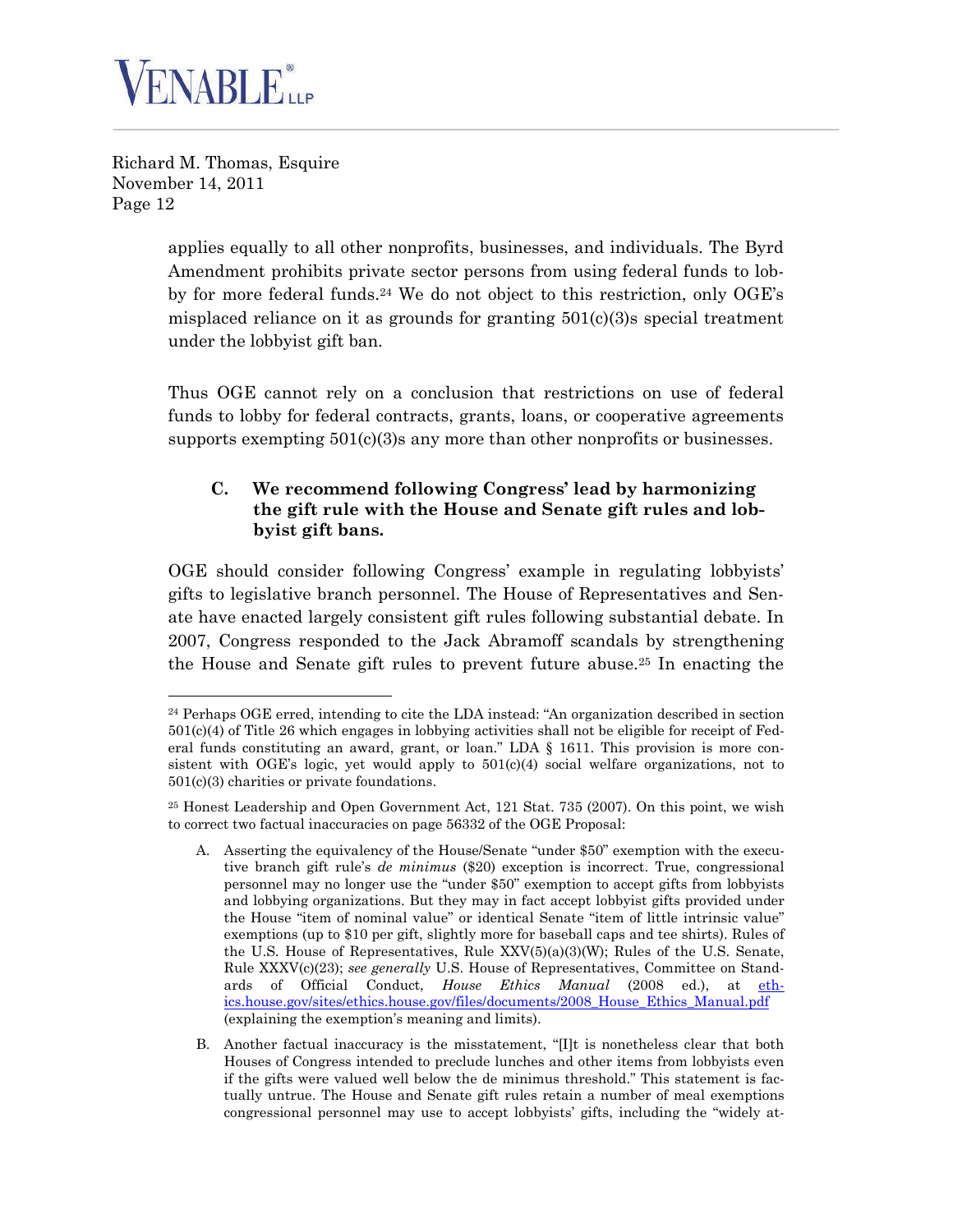applies equally to all other nonprofits, businesses, and individuals. The Byrd Amendment prohibits private sector persons from using federal funds to lobby for more federal funds.[24] We do not object to this restriction, only OGE's misplaced reliance on it as grounds for granting 501(c)(3)s special treatment under the lobbyist gift ban.

Thus OGE cannot rely on a conclusion that restrictions on use of federal funds to lobby for federal contracts, grants, loans, or cooperative agreements supports exempting 501(c)(3)s any more than other nonprofits or businesses.

### C. We recommend following Congress' lead by harmonizing the gift rule with the House and Senate gift rules and lobbyist gift bans.

OGE should consider following Congress' example in regulating lobbyists' gifts to legislative branch personnel. The House of Representatives and Senate have enacted largely consistent gift rules following substantial debate. In 2007, Congress responded to the Jack Abramoff scandals by strengthening the House and Senate gift rules to prevent future abuse.[25] In enacting the

---

[24] Perhaps OGE erred, intending to cite the LDA instead: "An organization described in section 501(c)(4) of Title 26 which engages in lobbying activities shall not be eligible for receipt of Federal funds constituting an award, grant, or loan." LDA § 1611. This provision is more consistent with OGE's logic, yet would apply to 501(c)(4) social welfare organizations, not to 501(c)(3) charities or private foundations.

[25] Honest Leadership and Open Government Act, 121 Stat. 735 (2007). On this point, we wish to correct two factual inaccuracies on page 56332 of the OGE Proposal:

A. Asserting the equivalency of the House/Senate "under $50" exemption with the executive branch gift rule's *de minimus* ($20) exception is incorrect. True, congressional personnel may no longer use the "under $50" exemption to accept gifts from lobbyists and lobbying organizations. But they may in fact accept lobbyist gifts provided under the House "item of nominal value" or identical Senate "item of little intrinsic value" exemptions (up to $10 per gift, slightly more for baseball caps and tee shirts). Rules of the U.S. House of Representatives, Rule XXV(5)(a)(3)(W); Rules of the U.S. Senate, Rule XXXV(c)(23); *see generally* U.S. House of Representatives, Committee on Standards of Official Conduct, *House Ethics Manual* (2008 ed.), at ethics.house.gov/sites/ethics.house.gov/files/documents/2008_House_Ethics_Manual.pdf (explaining the exemption's meaning and limits).

B. Another factual inaccuracy is the misstatement, "[I]t is nonetheless clear that both Houses of Congress intended to preclude lunches and other items from lobbyists even if the gifts were valued well below the de minimus threshold." This statement is factually untrue. The House and Senate gift rules retain a number of meal exemptions congressional personnel may use to accept lobbyists' gifts, including the "widely at-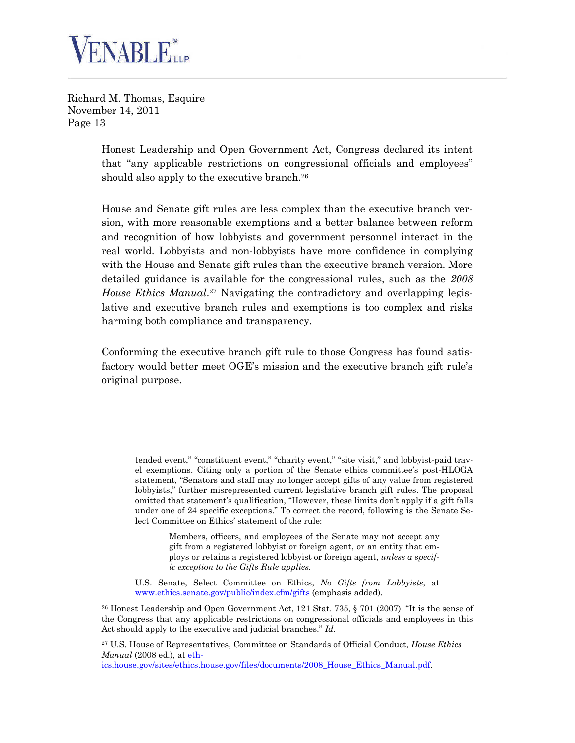Honest Leadership and Open Government Act, Congress declared its intent that "any applicable restrictions on congressional officials and employees" should also apply to the executive branch.[26]

House and Senate gift rules are less complex than the executive branch version, with more reasonable exemptions and a better balance between reform and recognition of how lobbyists and government personnel interact in the real world. Lobbyists and non-lobbyists have more confidence in complying with the House and Senate gift rules than the executive branch version. More detailed guidance is available for the congressional rules, such as the *2008 House Ethics Manual*.[27] Navigating the contradictory and overlapping legislative and executive branch rules and exemptions is too complex and risks harming both compliance and transparency.

Conforming the executive branch gift rule to those Congress has found satisfactory would better meet OGE's mission and the executive branch gift rule's original purpose.

---

tended event," "constituent event," "charity event," "site visit," and lobbyist-paid travel exemptions. Citing only a portion of the Senate ethics committee's post-HLOGA statement, "Senators and staff may no longer accept gifts of any value from registered lobbyists," further misrepresented current legislative branch gift rules. The proposal omitted that statement's qualification, "However, these limits don't apply if a gift falls under one of 24 specific exceptions." To correct the record, following is the Senate Select Committee on Ethics' statement of the rule:

> Members, officers, and employees of the Senate may not accept any gift from a registered lobbyist or foreign agent, or an entity that employs or retains a registered lobbyist or foreign agent, *unless a specific exception to the Gifts Rule applies.*

U.S. Senate, Select Committee on Ethics, *No Gifts from Lobbyists*, at www.ethics.senate.gov/public/index.cfm/gifts (emphasis added).

[26] Honest Leadership and Open Government Act, 121 Stat. 735, § 701 (2007). "It is the sense of the Congress that any applicable restrictions on congressional officials and employees in this Act should apply to the executive and judicial branches." *Id.*

[27] U.S. House of Representatives, Committee on Standards of Official Conduct, *House Ethics Manual* (2008 ed.), at ethics.house.gov/sites/ethics.house.gov/files/documents/2008_House_Ethics_Manual.pdf.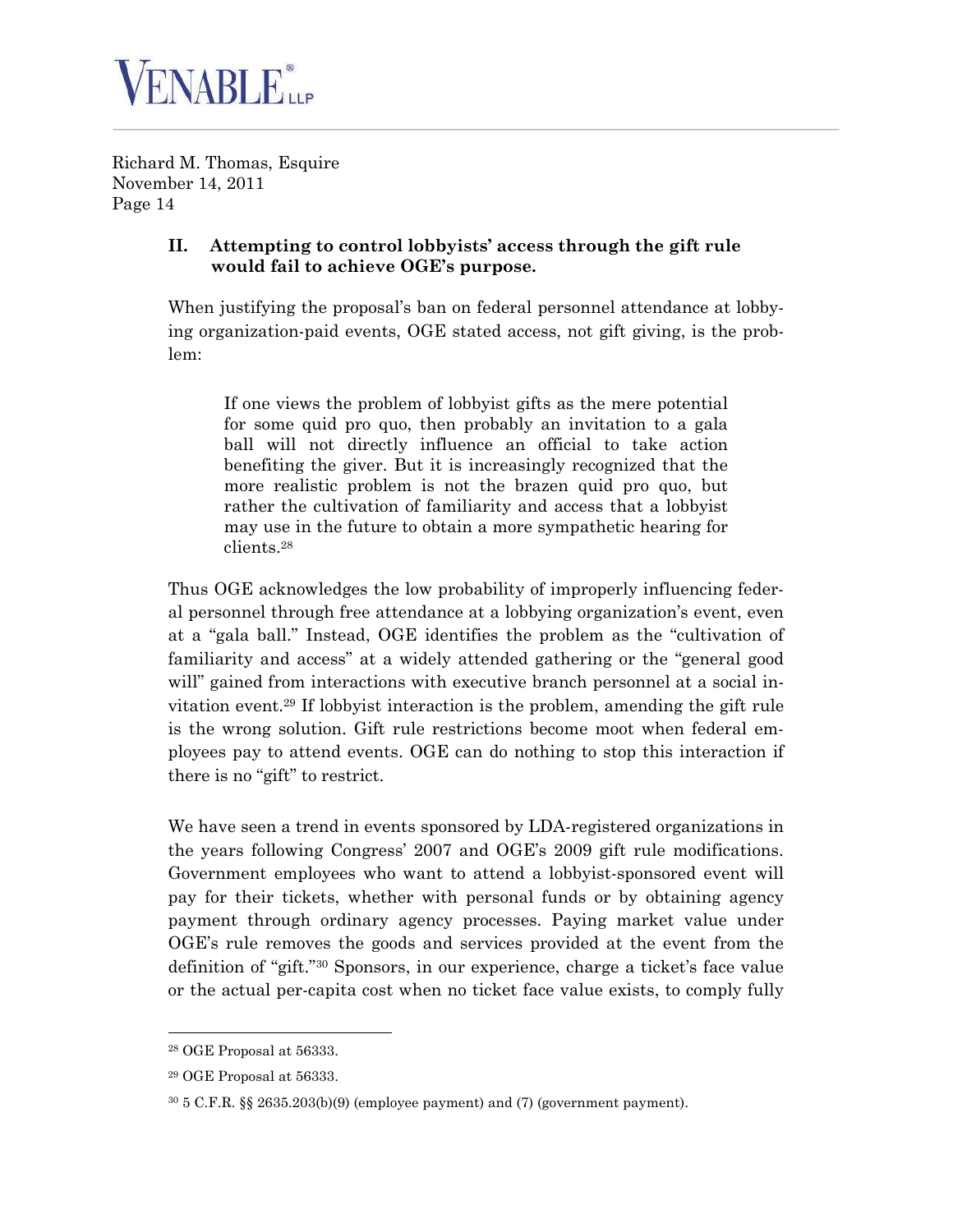## II. Attempting to control lobbyists' access through the gift rule would fail to achieve OGE's purpose.

When justifying the proposal's ban on federal personnel attendance at lobbying organization-paid events, OGE stated access, not gift giving, is the problem:

> If one views the problem of lobbyist gifts as the mere potential for some quid pro quo, then probably an invitation to a gala ball will not directly influence an official to take action benefiting the giver. But it is increasingly recognized that the more realistic problem is not the brazen quid pro quo, but rather the cultivation of familiarity and access that a lobbyist may use in the future to obtain a more sympathetic hearing for clients.[28]

Thus OGE acknowledges the low probability of improperly influencing federal personnel through free attendance at a lobbying organization's event, even at a "gala ball." Instead, OGE identifies the problem as the "cultivation of familiarity and access" at a widely attended gathering or the "general good will" gained from interactions with executive branch personnel at a social invitation event.[29] If lobbyist interaction is the problem, amending the gift rule is the wrong solution. Gift rule restrictions become moot when federal employees pay to attend events. OGE can do nothing to stop this interaction if there is no "gift" to restrict.

We have seen a trend in events sponsored by LDA-registered organizations in the years following Congress' 2007 and OGE's 2009 gift rule modifications. Government employees who want to attend a lobbyist-sponsored event will pay for their tickets, whether with personal funds or by obtaining agency payment through ordinary agency processes. Paying market value under OGE's rule removes the goods and services provided at the event from the definition of "gift."[30] Sponsors, in our experience, charge a ticket's face value or the actual per-capita cost when no ticket face value exists, to comply fully

---

[28] OGE Proposal at 56333.

[29] OGE Proposal at 56333.

[30] 5 C.F.R. §§ 2635.203(b)(9) (employee payment) and (7) (government payment).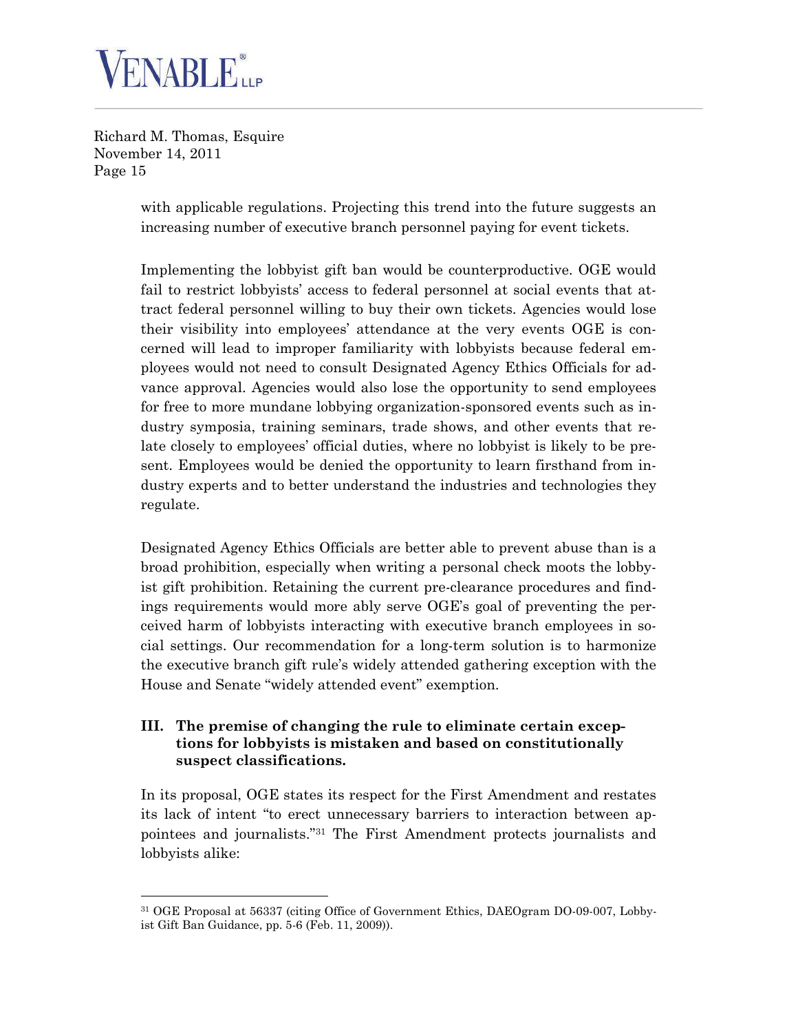with applicable regulations. Projecting this trend into the future suggests an increasing number of executive branch personnel paying for event tickets.

Implementing the lobbyist gift ban would be counterproductive. OGE would fail to restrict lobbyists' access to federal personnel at social events that attract federal personnel willing to buy their own tickets. Agencies would lose their visibility into employees' attendance at the very events OGE is concerned will lead to improper familiarity with lobbyists because federal employees would not need to consult Designated Agency Ethics Officials for advance approval. Agencies would also lose the opportunity to send employees for free to more mundane lobbying organization-sponsored events such as industry symposia, training seminars, trade shows, and other events that relate closely to employees' official duties, where no lobbyist is likely to be present. Employees would be denied the opportunity to learn firsthand from industry experts and to better understand the industries and technologies they regulate.

Designated Agency Ethics Officials are better able to prevent abuse than is a broad prohibition, especially when writing a personal check moots the lobbyist gift prohibition. Retaining the current pre-clearance procedures and findings requirements would more ably serve OGE's goal of preventing the perceived harm of lobbyists interacting with executive branch employees in social settings. Our recommendation for a long-term solution is to harmonize the executive branch gift rule's widely attended gathering exception with the House and Senate "widely attended event" exemption.

## III. The premise of changing the rule to eliminate certain exceptions for lobbyists is mistaken and based on constitutionally suspect classifications.

In its proposal, OGE states its respect for the First Amendment and restates its lack of intent "to erect unnecessary barriers to interaction between appointees and journalists."[31] The First Amendment protects journalists and lobbyists alike:

[31] OGE Proposal at 56337 (citing Office of Government Ethics, DAEOgram DO-09-007, Lobbyist Gift Ban Guidance, pp. 5-6 (Feb. 11, 2009)).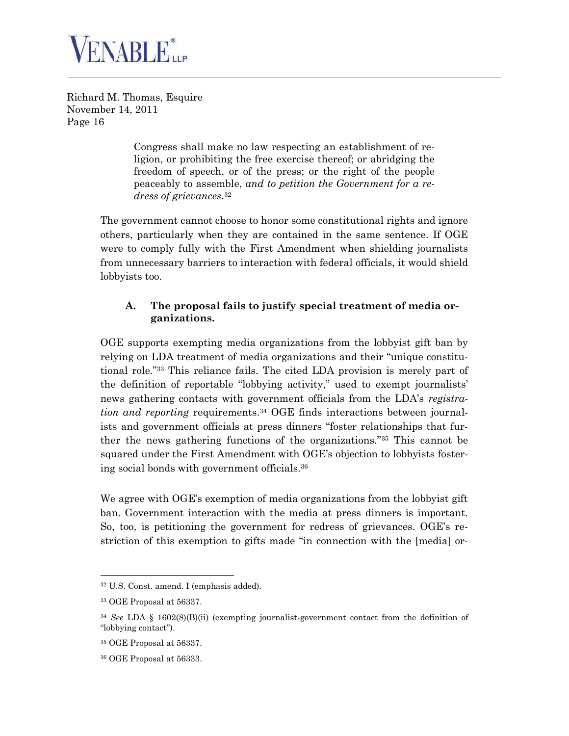Richard M. Thomas, Esquire
November 14, 2011
Page 16

> Congress shall make no law respecting an establishment of religion, or prohibiting the free exercise thereof; or abridging the freedom of speech, or of the press; or the right of the people peaceably to assemble, *and to petition the Government for a redress of grievances*.[32]

The government cannot choose to honor some constitutional rights and ignore others, particularly when they are contained in the same sentence. If OGE were to comply fully with the First Amendment when shielding journalists from unnecessary barriers to interaction with federal officials, it would shield lobbyists too.

### A. The proposal fails to justify special treatment of media organizations.

OGE supports exempting media organizations from the lobbyist gift ban by relying on LDA treatment of media organizations and their "unique constitutional role."[33] This reliance fails. The cited LDA provision is merely part of the definition of reportable "lobbying activity," used to exempt journalists' news gathering contacts with government officials from the LDA's *registration and reporting* requirements.[34] OGE finds interactions between journalists and government officials at press dinners "foster relationships that further the news gathering functions of the organizations."[35] This cannot be squared under the First Amendment with OGE's objection to lobbyists fostering social bonds with government officials.[36]

We agree with OGE's exemption of media organizations from the lobbyist gift ban. Government interaction with the media at press dinners is important. So, too, is petitioning the government for redress of grievances. OGE's restriction of this exemption to gifts made "in connection with the [media] or-

---

[32] U.S. Const. amend. I (emphasis added).

[33] OGE Proposal at 56337.

[34] *See* LDA § 1602(8)(B)(ii) (exempting journalist-government contact from the definition of "lobbying contact").

[35] OGE Proposal at 56337.

[36] OGE Proposal at 56333.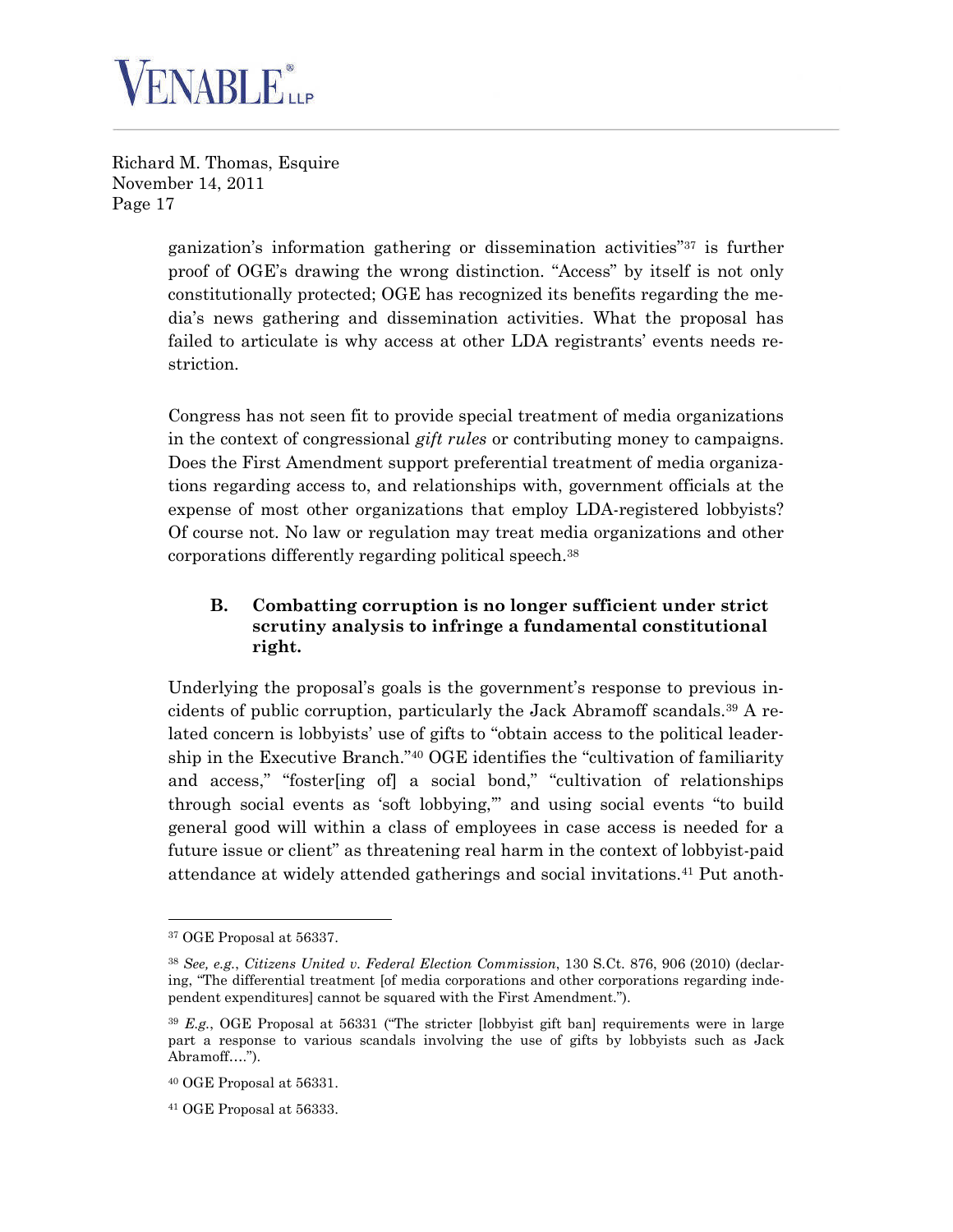ganization's information gathering or dissemination activities"[37] is further proof of OGE's drawing the wrong distinction. "Access" by itself is not only constitutionally protected; OGE has recognized its benefits regarding the media's news gathering and dissemination activities. What the proposal has failed to articulate is why access at other LDA registrants' events needs restriction.

Congress has not seen fit to provide special treatment of media organizations in the context of congressional *gift rules* or contributing money to campaigns. Does the First Amendment support preferential treatment of media organizations regarding access to, and relationships with, government officials at the expense of most other organizations that employ LDA-registered lobbyists? Of course not. No law or regulation may treat media organizations and other corporations differently regarding political speech.[38]

### B. Combatting corruption is no longer sufficient under strict scrutiny analysis to infringe a fundamental constitutional right.

Underlying the proposal's goals is the government's response to previous incidents of public corruption, particularly the Jack Abramoff scandals.[39] A related concern is lobbyists' use of gifts to "obtain access to the political leadership in the Executive Branch."[40] OGE identifies the "cultivation of familiarity and access," "foster[ing of] a social bond," "cultivation of relationships through social events as 'soft lobbying,'" and using social events "to build general good will within a class of employees in case access is needed for a future issue or client" as threatening real harm in the context of lobbyist-paid attendance at widely attended gatherings and social invitations.[41] Put anoth-

---

[37] OGE Proposal at 56337.

[38] *See, e.g.*, *Citizens United v. Federal Election Commission*, 130 S.Ct. 876, 906 (2010) (declaring, "The differential treatment [of media corporations and other corporations regarding independent expenditures] cannot be squared with the First Amendment.").

[39] *E.g.*, OGE Proposal at 56331 ("The stricter [lobbyist gift ban] requirements were in large part a response to various scandals involving the use of gifts by lobbyists such as Jack Abramoff….").

[40] OGE Proposal at 56331.

[41] OGE Proposal at 56333.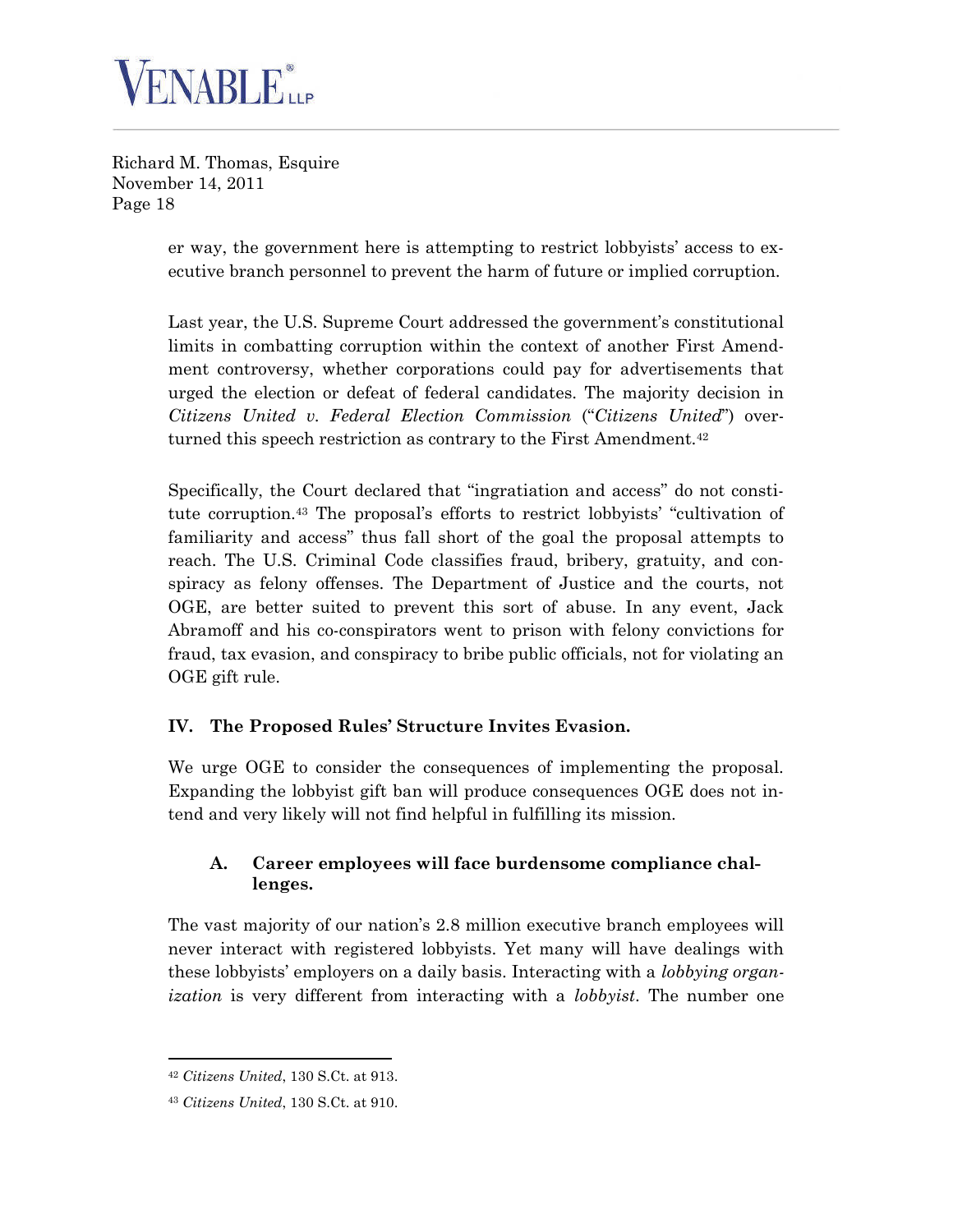er way, the government here is attempting to restrict lobbyists' access to executive branch personnel to prevent the harm of future or implied corruption.

Last year, the U.S. Supreme Court addressed the government's constitutional limits in combatting corruption within the context of another First Amendment controversy, whether corporations could pay for advertisements that urged the election or defeat of federal candidates. The majority decision in *Citizens United v. Federal Election Commission* ("*Citizens United*") overturned this speech restriction as contrary to the First Amendment.[42]

Specifically, the Court declared that "ingratiation and access" do not constitute corruption.[43] The proposal's efforts to restrict lobbyists' "cultivation of familiarity and access" thus fall short of the goal the proposal attempts to reach. The U.S. Criminal Code classifies fraud, bribery, gratuity, and conspiracy as felony offenses. The Department of Justice and the courts, not OGE, are better suited to prevent this sort of abuse. In any event, Jack Abramoff and his co-conspirators went to prison with felony convictions for fraud, tax evasion, and conspiracy to bribe public officials, not for violating an OGE gift rule.

## IV. The Proposed Rules' Structure Invites Evasion.

We urge OGE to consider the consequences of implementing the proposal. Expanding the lobbyist gift ban will produce consequences OGE does not intend and very likely will not find helpful in fulfilling its mission.

### A. Career employees will face burdensome compliance challenges.

The vast majority of our nation's 2.8 million executive branch employees will never interact with registered lobbyists. Yet many will have dealings with these lobbyists' employers on a daily basis. Interacting with a *lobbying organization* is very different from interacting with a *lobbyist*. The number one

---

[42] *Citizens United*, 130 S.Ct. at 913.

[43] *Citizens United*, 130 S.Ct. at 910.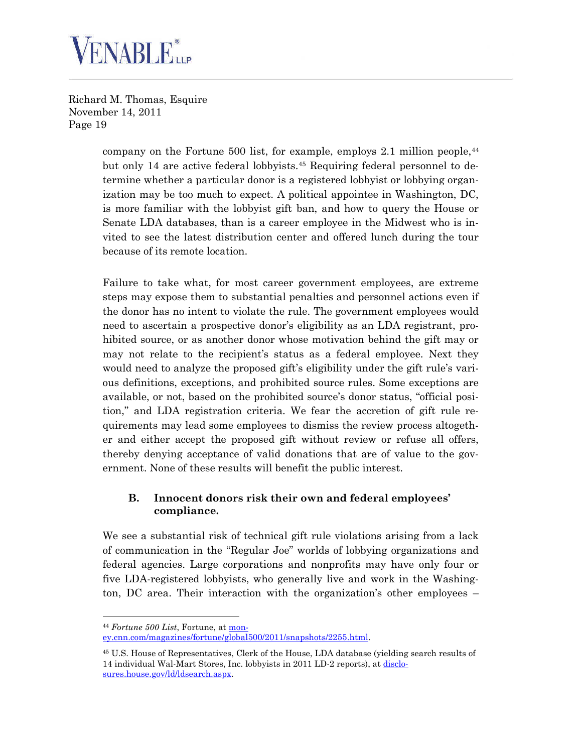company on the Fortune 500 list, for example, employs 2.1 million people,[44] but only 14 are active federal lobbyists.[45] Requiring federal personnel to determine whether a particular donor is a registered lobbyist or lobbying organization may be too much to expect. A political appointee in Washington, DC, is more familiar with the lobbyist gift ban, and how to query the House or Senate LDA databases, than is a career employee in the Midwest who is invited to see the latest distribution center and offered lunch during the tour because of its remote location.

Failure to take what, for most career government employees, are extreme steps may expose them to substantial penalties and personnel actions even if the donor has no intent to violate the rule. The government employees would need to ascertain a prospective donor's eligibility as an LDA registrant, prohibited source, or as another donor whose motivation behind the gift may or may not relate to the recipient's status as a federal employee. Next they would need to analyze the proposed gift's eligibility under the gift rule's various definitions, exceptions, and prohibited source rules. Some exceptions are available, or not, based on the prohibited source's donor status, "official position," and LDA registration criteria. We fear the accretion of gift rule requirements may lead some employees to dismiss the review process altogether and either accept the proposed gift without review or refuse all offers, thereby denying acceptance of valid donations that are of value to the government. None of these results will benefit the public interest.

### B. Innocent donors risk their own and federal employees' compliance.

We see a substantial risk of technical gift rule violations arising from a lack of communication in the "Regular Joe" worlds of lobbying organizations and federal agencies. Large corporations and nonprofits may have only four or five LDA-registered lobbyists, who generally live and work in the Washington, DC area. Their interaction with the organization's other employees –

---

[44] *Fortune 500 List*, Fortune, at money.cnn.com/magazines/fortune/global500/2011/snapshots/2255.html.

[45] U.S. House of Representatives, Clerk of the House, LDA database (yielding search results of 14 individual Wal-Mart Stores, Inc. lobbyists in 2011 LD-2 reports), at disclosures.house.gov/ld/ldsearch.aspx.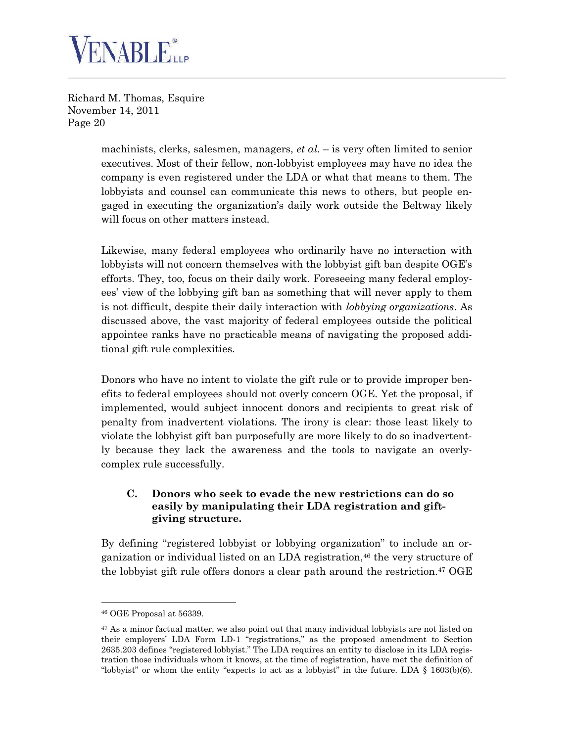machinists, clerks, salesmen, managers, *et al.* – is very often limited to senior executives. Most of their fellow, non-lobbyist employees may have no idea the company is even registered under the LDA or what that means to them. The lobbyists and counsel can communicate this news to others, but people engaged in executing the organization's daily work outside the Beltway likely will focus on other matters instead.

Likewise, many federal employees who ordinarily have no interaction with lobbyists will not concern themselves with the lobbyist gift ban despite OGE's efforts. They, too, focus on their daily work. Foreseeing many federal employees' view of the lobbying gift ban as something that will never apply to them is not difficult, despite their daily interaction with *lobbying organizations*. As discussed above, the vast majority of federal employees outside the political appointee ranks have no practicable means of navigating the proposed additional gift rule complexities.

Donors who have no intent to violate the gift rule or to provide improper benefits to federal employees should not overly concern OGE. Yet the proposal, if implemented, would subject innocent donors and recipients to great risk of penalty from inadvertent violations. The irony is clear: those least likely to violate the lobbyist gift ban purposefully are more likely to do so inadvertently because they lack the awareness and the tools to navigate an overly-complex rule successfully.

### C. Donors who seek to evade the new restrictions can do so easily by manipulating their LDA registration and gift-giving structure.

By defining "registered lobbyist or lobbying organization" to include an organization or individual listed on an LDA registration,[46] the very structure of the lobbyist gift rule offers donors a clear path around the restriction.[47] OGE

---

[46] OGE Proposal at 56339.

[47] As a minor factual matter, we also point out that many individual lobbyists are not listed on their employers' LDA Form LD-1 "registrations," as the proposed amendment to Section 2635.203 defines "registered lobbyist." The LDA requires an entity to disclose in its LDA registration those individuals whom it knows, at the time of registration, have met the definition of "lobbyist" or whom the entity "expects to act as a lobbyist" in the future. LDA § 1603(b)(6).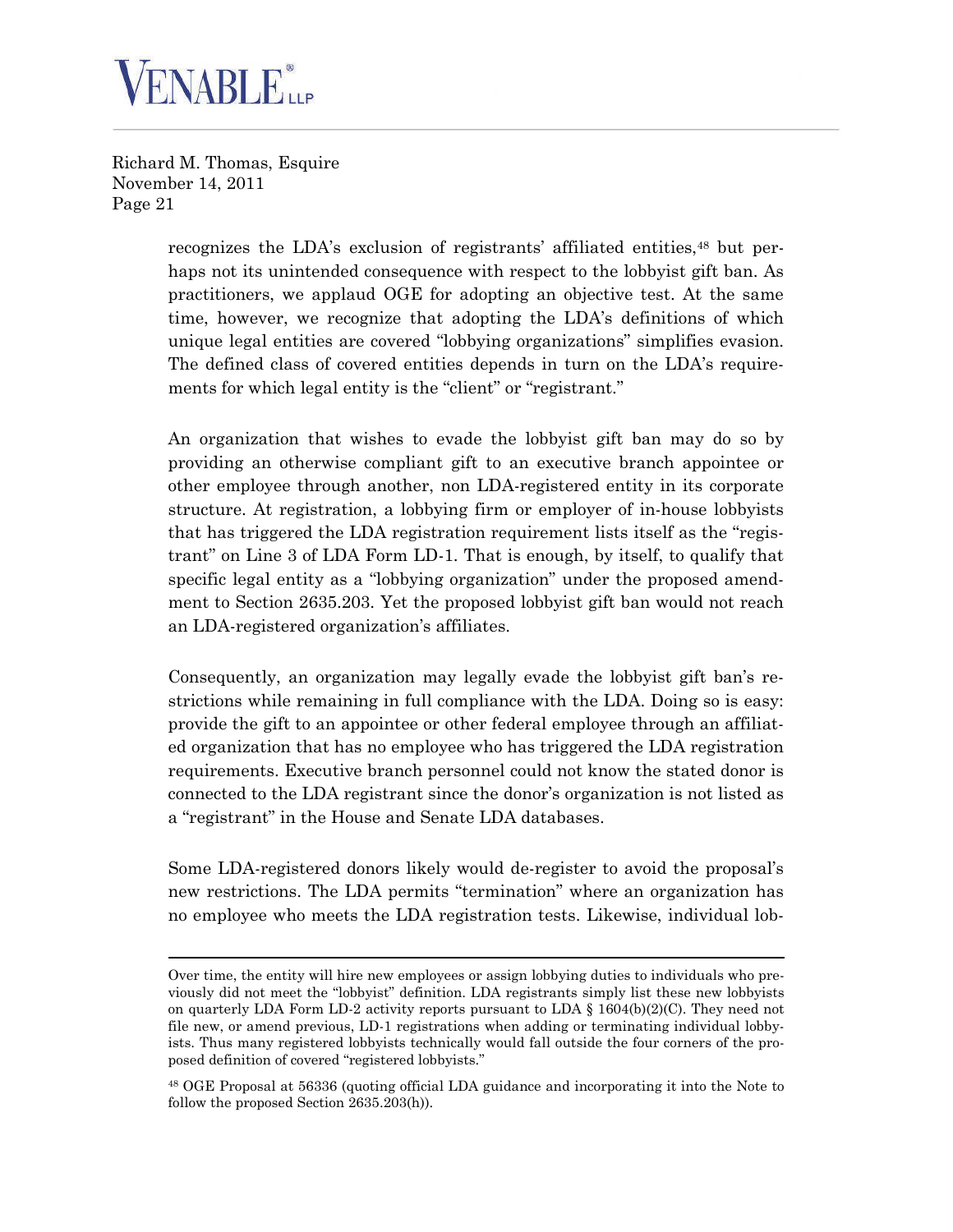recognizes the LDA's exclusion of registrants' affiliated entities,[48] but perhaps not its unintended consequence with respect to the lobbyist gift ban. As practitioners, we applaud OGE for adopting an objective test. At the same time, however, we recognize that adopting the LDA's definitions of which unique legal entities are covered "lobbying organizations" simplifies evasion. The defined class of covered entities depends in turn on the LDA's requirements for which legal entity is the "client" or "registrant."

An organization that wishes to evade the lobbyist gift ban may do so by providing an otherwise compliant gift to an executive branch appointee or other employee through another, non LDA-registered entity in its corporate structure. At registration, a lobbying firm or employer of in-house lobbyists that has triggered the LDA registration requirement lists itself as the "registrant" on Line 3 of LDA Form LD-1. That is enough, by itself, to qualify that specific legal entity as a "lobbying organization" under the proposed amendment to Section 2635.203. Yet the proposed lobbyist gift ban would not reach an LDA-registered organization's affiliates.

Consequently, an organization may legally evade the lobbyist gift ban's restrictions while remaining in full compliance with the LDA. Doing so is easy: provide the gift to an appointee or other federal employee through an affiliated organization that has no employee who has triggered the LDA registration requirements. Executive branch personnel could not know the stated donor is connected to the LDA registrant since the donor's organization is not listed as a "registrant" in the House and Senate LDA databases.

Some LDA-registered donors likely would de-register to avoid the proposal's new restrictions. The LDA permits "termination" where an organization has no employee who meets the LDA registration tests. Likewise, individual lob-

---

Over time, the entity will hire new employees or assign lobbying duties to individuals who previously did not meet the "lobbyist" definition. LDA registrants simply list these new lobbyists on quarterly LDA Form LD-2 activity reports pursuant to LDA § 1604(b)(2)(C). They need not file new, or amend previous, LD-1 registrations when adding or terminating individual lobbyists. Thus many registered lobbyists technically would fall outside the four corners of the proposed definition of covered "registered lobbyists."

[48] OGE Proposal at 56336 (quoting official LDA guidance and incorporating it into the Note to follow the proposed Section 2635.203(h)).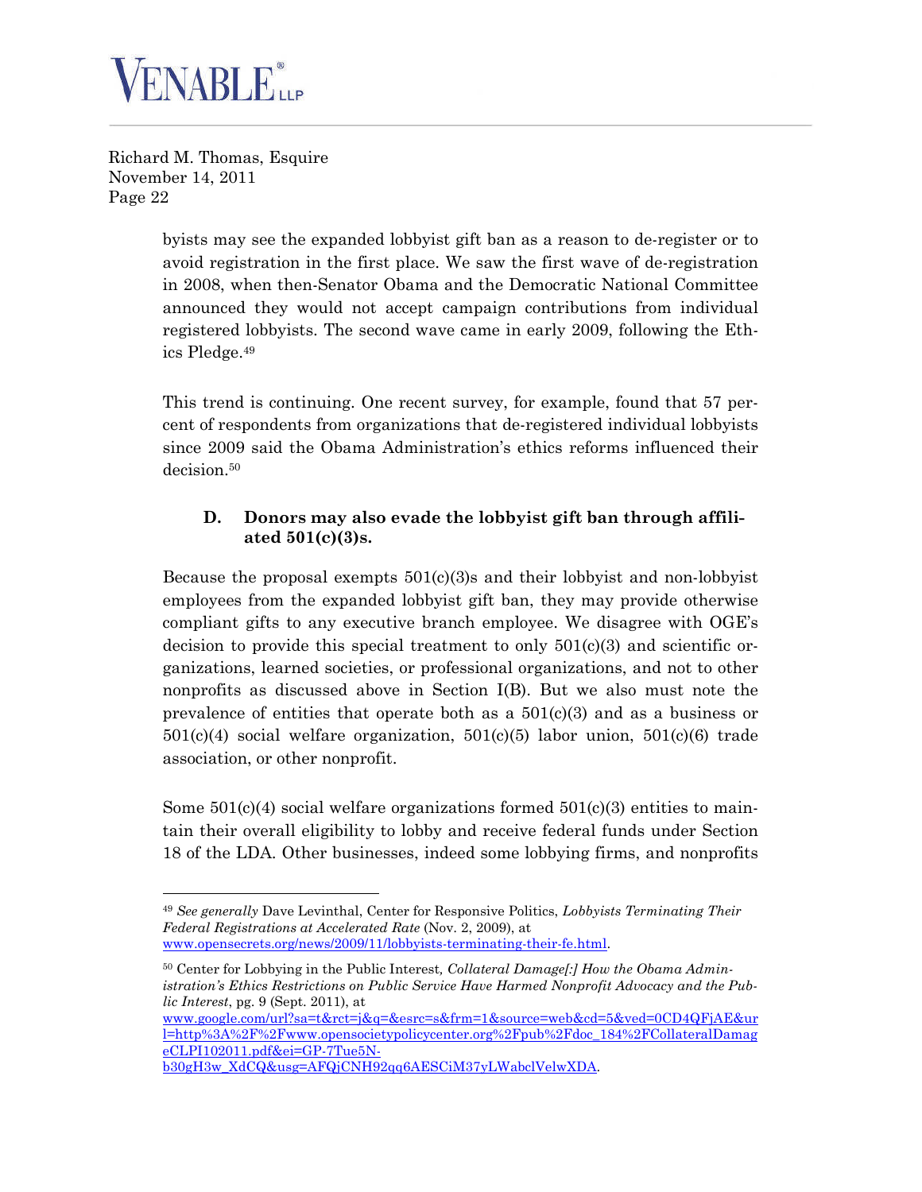byists may see the expanded lobbyist gift ban as a reason to de-register or to avoid registration in the first place. We saw the first wave of de-registration in 2008, when then-Senator Obama and the Democratic National Committee announced they would not accept campaign contributions from individual registered lobbyists. The second wave came in early 2009, following the Ethics Pledge.[49]

This trend is continuing. One recent survey, for example, found that 57 percent of respondents from organizations that de-registered individual lobbyists since 2009 said the Obama Administration's ethics reforms influenced their decision.[50]

### D. Donors may also evade the lobbyist gift ban through affiliated 501(c)(3)s.

Because the proposal exempts 501(c)(3)s and their lobbyist and non-lobbyist employees from the expanded lobbyist gift ban, they may provide otherwise compliant gifts to any executive branch employee. We disagree with OGE's decision to provide this special treatment to only 501(c)(3) and scientific organizations, learned societies, or professional organizations, and not to other nonprofits as discussed above in Section I(B). But we also must note the prevalence of entities that operate both as a 501(c)(3) and as a business or 501(c)(4) social welfare organization, 501(c)(5) labor union, 501(c)(6) trade association, or other nonprofit.

Some 501(c)(4) social welfare organizations formed 501(c)(3) entities to maintain their overall eligibility to lobby and receive federal funds under Section 18 of the LDA. Other businesses, indeed some lobbying firms, and nonprofits

---

[49] *See generally* Dave Levinthal, Center for Responsive Politics, *Lobbyists Terminating Their Federal Registrations at Accelerated Rate* (Nov. 2, 2009), at www.opensecrets.org/news/2009/11/lobbyists-terminating-their-fe.html.

[50] Center for Lobbying in the Public Interest*, Collateral Damage[:] How the Obama Administration's Ethics Restrictions on Public Service Have Harmed Nonprofit Advocacy and the Public Interest*, pg. 9 (Sept. 2011), at www.google.com/url?sa=t&rct=j&q=&esrc=s&frm=1&source=web&cd=5&ved=0CD4QFjAE&url=http%3A%2F%2Fwww.opensocietypolicycenter.org%2Fpub%2Fdoc_184%2FCollateralDamageCLPI102011.pdf&ei=GP-7Tue5N-b30gH3w_XdCQ&usg=AFQjCNH92qq6AESCiM37yLWabclVelwXDA.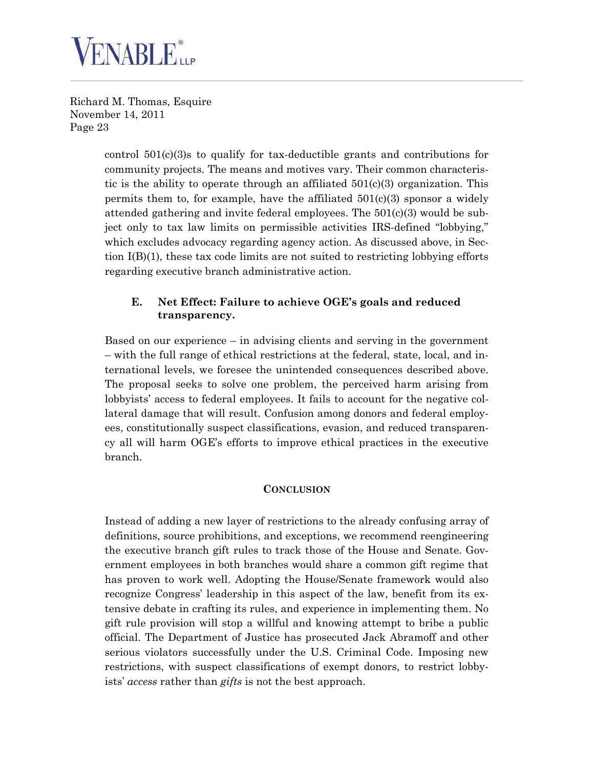control 501(c)(3)s to qualify for tax-deductible grants and contributions for community projects. The means and motives vary. Their common characteristic is the ability to operate through an affiliated 501(c)(3) organization. This permits them to, for example, have the affiliated 501(c)(3) sponsor a widely attended gathering and invite federal employees. The 501(c)(3) would be subject only to tax law limits on permissible activities IRS-defined "lobbying," which excludes advocacy regarding agency action. As discussed above, in Section I(B)(1), these tax code limits are not suited to restricting lobbying efforts regarding executive branch administrative action.

### E. Net Effect: Failure to achieve OGE's goals and reduced transparency.

Based on our experience – in advising clients and serving in the government – with the full range of ethical restrictions at the federal, state, local, and international levels, we foresee the unintended consequences described above. The proposal seeks to solve one problem, the perceived harm arising from lobbyists' access to federal employees. It fails to account for the negative collateral damage that will result. Confusion among donors and federal employees, constitutionally suspect classifications, evasion, and reduced transparency all will harm OGE's efforts to improve ethical practices in the executive branch.

## CONCLUSION

Instead of adding a new layer of restrictions to the already confusing array of definitions, source prohibitions, and exceptions, we recommend reengineering the executive branch gift rules to track those of the House and Senate. Government employees in both branches would share a common gift regime that has proven to work well. Adopting the House/Senate framework would also recognize Congress' leadership in this aspect of the law, benefit from its extensive debate in crafting its rules, and experience in implementing them. No gift rule provision will stop a willful and knowing attempt to bribe a public official. The Department of Justice has prosecuted Jack Abramoff and other serious violators successfully under the U.S. Criminal Code. Imposing new restrictions, with suspect classifications of exempt donors, to restrict lobbyists' *access* rather than *gifts* is not the best approach.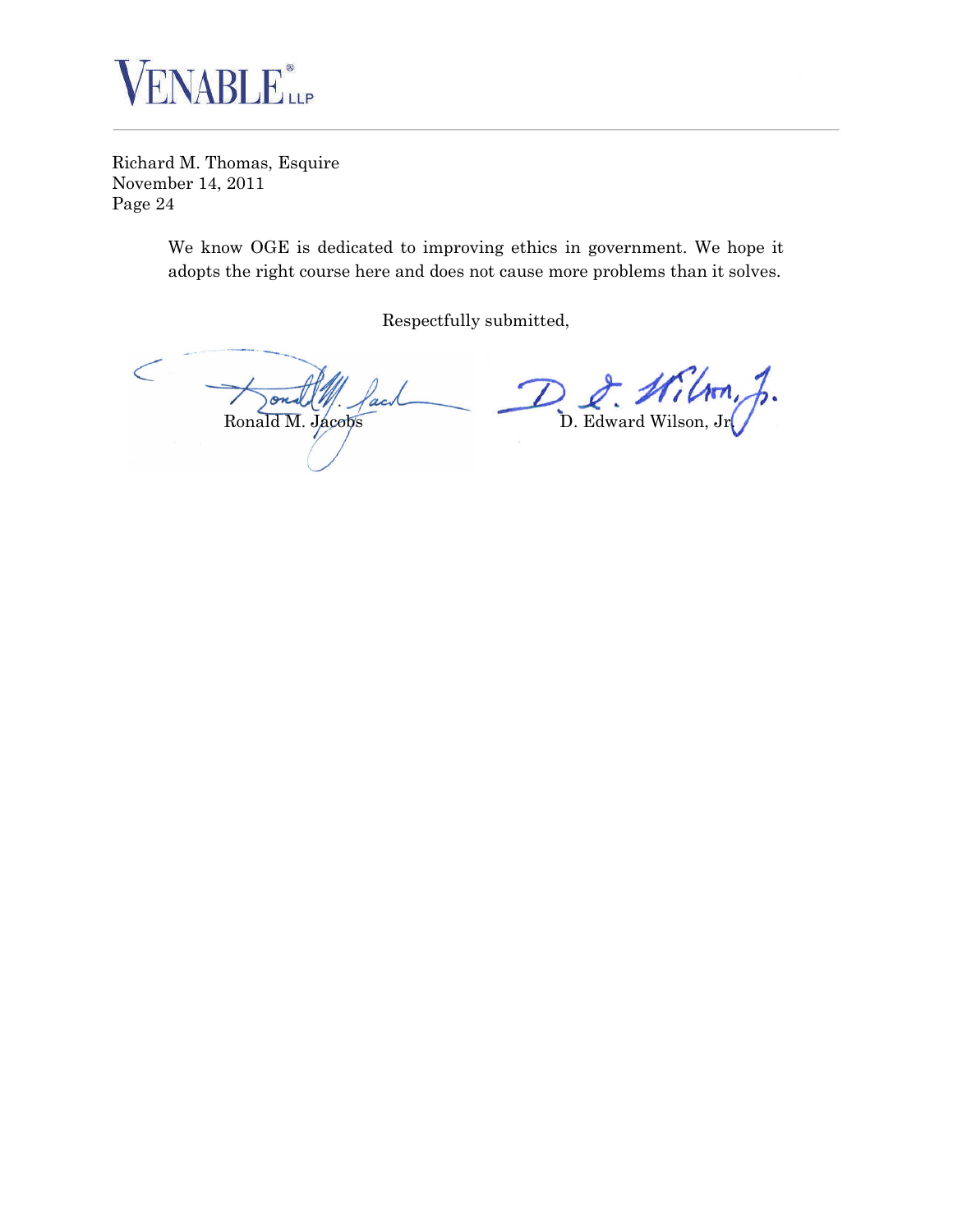Richard M. Thomas, Esquire
November 14, 2011
Page 24

We know OGE is dedicated to improving ethics in government. We hope it adopts the right course here and does not cause more problems than it solves.

Respectfully submitted,

Ronald M. Jacobs

D. Edward Wilson, Jr.